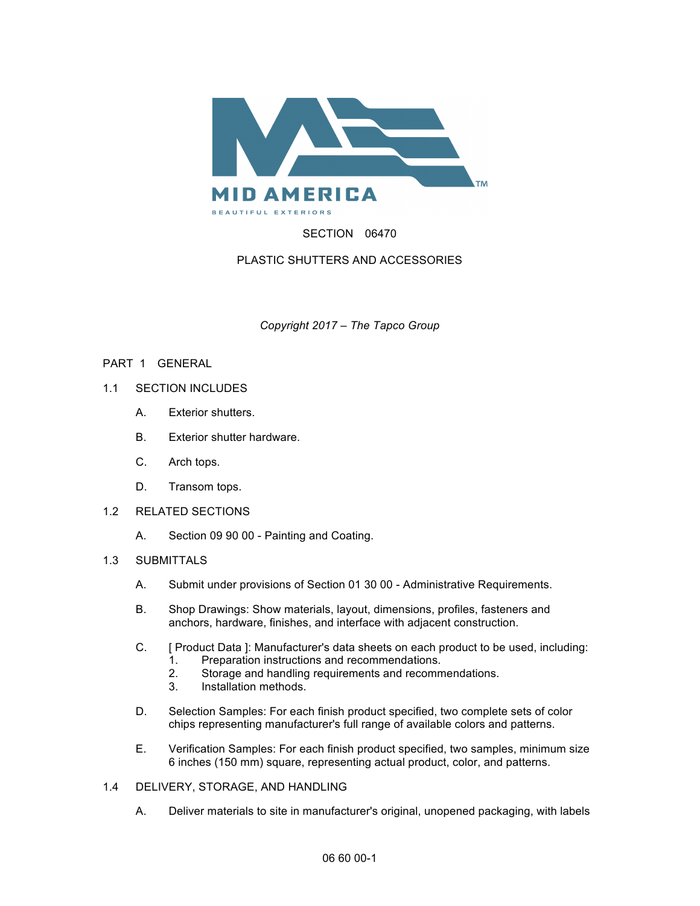MID AMERICA

BEAUTIFUL EXTERIORS

SECTION 06470

PLASTIC SHUTTERS AND ACCESSORIES

*Copyright 2017 – The Tapco Group*

## PART 1 GENERAL

### 1.1 SECTION INCLUDES

A. Exterior shutters.

B. Exterior shutter hardware.

C. Arch tops.

D. Transom tops.

### 1.2 RELATED SECTIONS

A. Section 09 90 00 - Painting and Coating.

### 1.3 SUBMITTALS

A. Submit under provisions of Section 01 30 00 - Administrative Requirements.

B. Shop Drawings: Show materials, layout, dimensions, profiles, fasteners and anchors, hardware, finishes, and interface with adjacent construction.

C. [ Product Data ]: Manufacturer's data sheets on each product to be used, including:
   1. Preparation instructions and recommendations.
   2. Storage and handling requirements and recommendations.
   3. Installation methods.

D. Selection Samples: For each finish product specified, two complete sets of color chips representing manufacturer's full range of available colors and patterns.

E. Verification Samples: For each finish product specified, two samples, minimum size 6 inches (150 mm) square, representing actual product, color, and patterns.

### 1.4 DELIVERY, STORAGE, AND HANDLING

A. Deliver materials to site in manufacturer's original, unopened packaging, with labels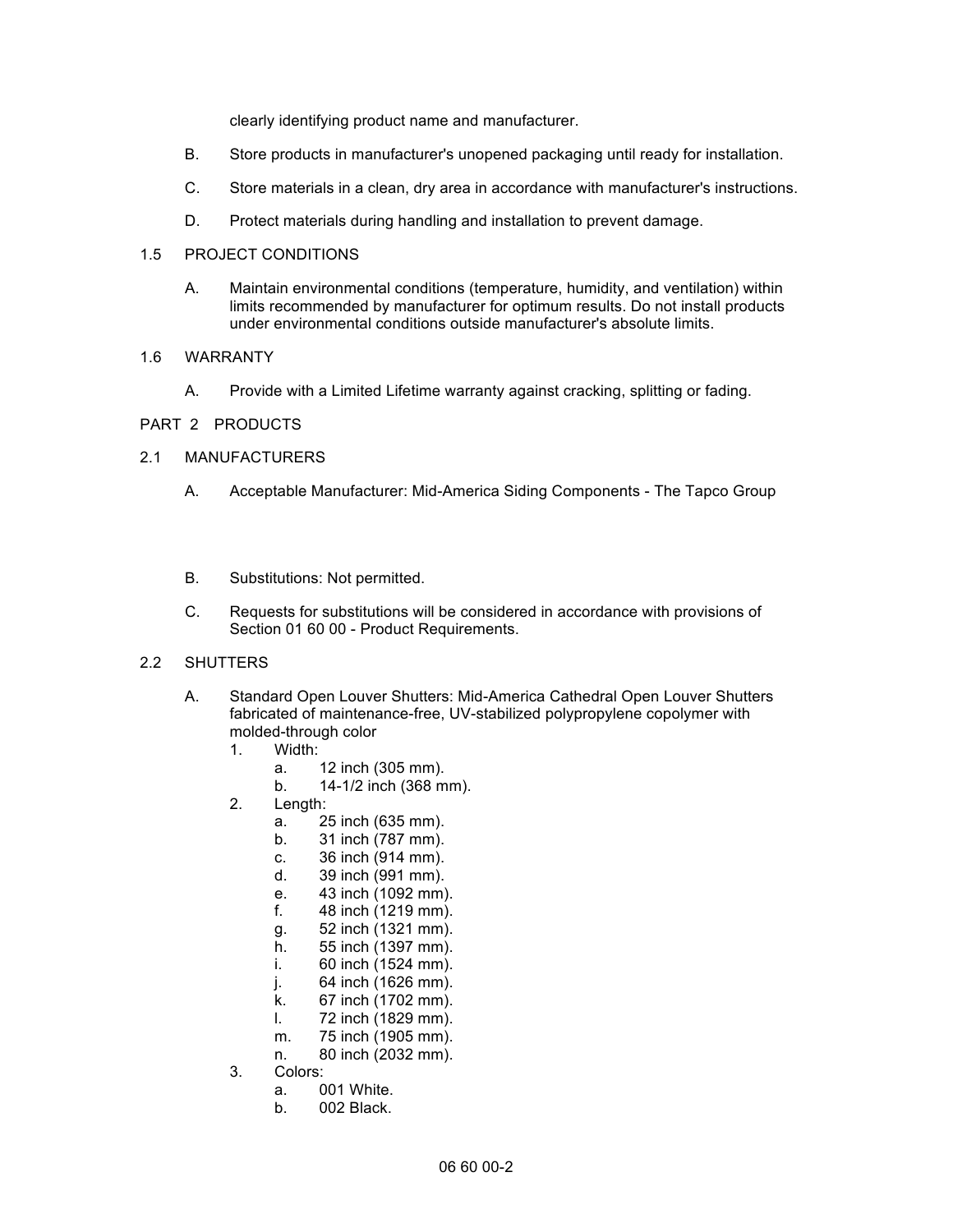clearly identifying product name and manufacturer.

B. Store products in manufacturer's unopened packaging until ready for installation.

C. Store materials in a clean, dry area in accordance with manufacturer's instructions.

D. Protect materials during handling and installation to prevent damage.

## 1.5 PROJECT CONDITIONS

A. Maintain environmental conditions (temperature, humidity, and ventilation) within limits recommended by manufacturer for optimum results. Do not install products under environmental conditions outside manufacturer's absolute limits.

## 1.6 WARRANTY

A. Provide with a Limited Lifetime warranty against cracking, splitting or fading.

# PART 2 PRODUCTS

## 2.1 MANUFACTURERS

A. Acceptable Manufacturer: Mid-America Siding Components - The Tapco Group

B. Substitutions: Not permitted.

C. Requests for substitutions will be considered in accordance with provisions of Section 01 60 00 - Product Requirements.

## 2.2 SHUTTERS

A. Standard Open Louver Shutters: Mid-America Cathedral Open Louver Shutters fabricated of maintenance-free, UV-stabilized polypropylene copolymer with molded-through color

1. Width:
   a. 12 inch (305 mm).
   b. 14-1/2 inch (368 mm).
2. Length:
   a. 25 inch (635 mm).
   b. 31 inch (787 mm).
   c. 36 inch (914 mm).
   d. 39 inch (991 mm).
   e. 43 inch (1092 mm).
   f. 48 inch (1219 mm).
   g. 52 inch (1321 mm).
   h. 55 inch (1397 mm).
   i. 60 inch (1524 mm).
   j. 64 inch (1626 mm).
   k. 67 inch (1702 mm).
   l. 72 inch (1829 mm).
   m. 75 inch (1905 mm).
   n. 80 inch (2032 mm).
3. Colors:
   a. 001 White.
   b. 002 Black.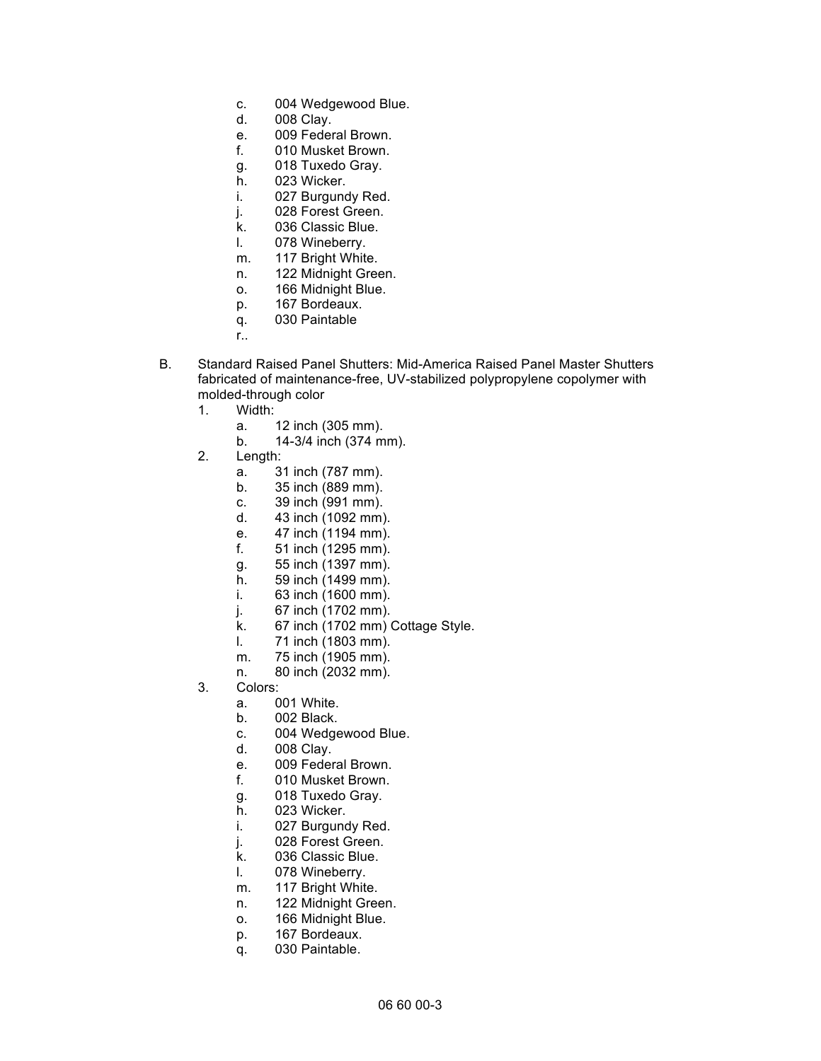c. 004 Wedgewood Blue.
d. 008 Clay.
e. 009 Federal Brown.
f. 010 Musket Brown.
g. 018 Tuxedo Gray.
h. 023 Wicker.
i. 027 Burgundy Red.
j. 028 Forest Green.
k. 036 Classic Blue.
l. 078 Wineberry.
m. 117 Bright White.
n. 122 Midnight Green.
o. 166 Midnight Blue.
p. 167 Bordeaux.
q. 030 Paintable
r..

B. Standard Raised Panel Shutters: Mid-America Raised Panel Master Shutters fabricated of maintenance-free, UV-stabilized polypropylene copolymer with molded-through color
  1. Width:
     a. 12 inch (305 mm).
     b. 14-3/4 inch (374 mm).
  2. Length:
     a. 31 inch (787 mm).
     b. 35 inch (889 mm).
     c. 39 inch (991 mm).
     d. 43 inch (1092 mm).
     e. 47 inch (1194 mm).
     f. 51 inch (1295 mm).
     g. 55 inch (1397 mm).
     h. 59 inch (1499 mm).
     i. 63 inch (1600 mm).
     j. 67 inch (1702 mm).
     k. 67 inch (1702 mm) Cottage Style.
     l. 71 inch (1803 mm).
     m. 75 inch (1905 mm).
     n. 80 inch (2032 mm).
  3. Colors:
     a. 001 White.
     b. 002 Black.
     c. 004 Wedgewood Blue.
     d. 008 Clay.
     e. 009 Federal Brown.
     f. 010 Musket Brown.
     g. 018 Tuxedo Gray.
     h. 023 Wicker.
     i. 027 Burgundy Red.
     j. 028 Forest Green.
     k. 036 Classic Blue.
     l. 078 Wineberry.
     m. 117 Bright White.
     n. 122 Midnight Green.
     o. 166 Midnight Blue.
     p. 167 Bordeaux.
     q. 030 Paintable.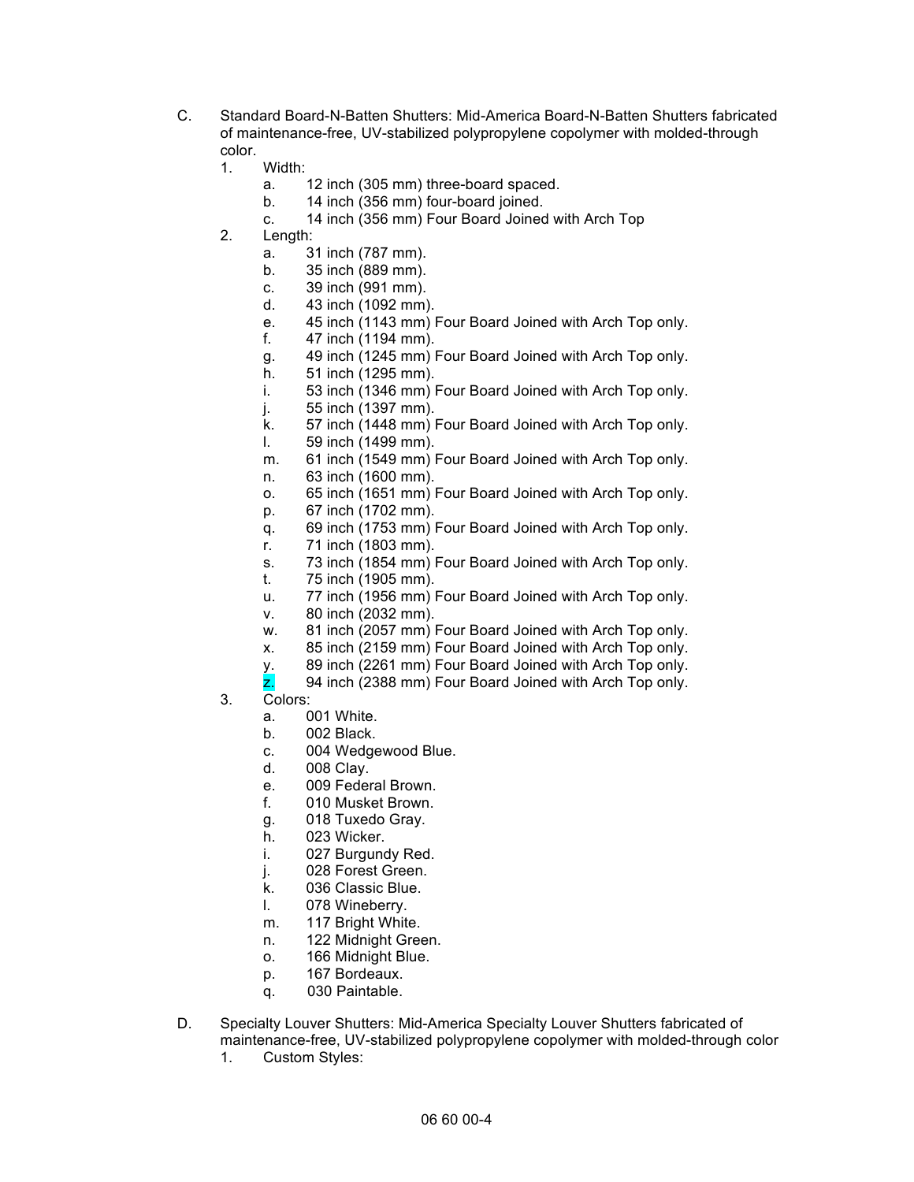C. Standard Board-N-Batten Shutters: Mid-America Board-N-Batten Shutters fabricated of maintenance-free, UV-stabilized polypropylene copolymer with molded-through color.

1. Width:
    a. 12 inch (305 mm) three-board spaced.
    b. 14 inch (356 mm) four-board joined.
    c. 14 inch (356 mm) Four Board Joined with Arch Top
2. Length:
    a. 31 inch (787 mm).
    b. 35 inch (889 mm).
    c. 39 inch (991 mm).
    d. 43 inch (1092 mm).
    e. 45 inch (1143 mm) Four Board Joined with Arch Top only.
    f. 47 inch (1194 mm).
    g. 49 inch (1245 mm) Four Board Joined with Arch Top only.
    h. 51 inch (1295 mm).
    i. 53 inch (1346 mm) Four Board Joined with Arch Top only.
    j. 55 inch (1397 mm).
    k. 57 inch (1448 mm) Four Board Joined with Arch Top only.
    l. 59 inch (1499 mm).
    m. 61 inch (1549 mm) Four Board Joined with Arch Top only.
    n. 63 inch (1600 mm).
    o. 65 inch (1651 mm) Four Board Joined with Arch Top only.
    p. 67 inch (1702 mm).
    q. 69 inch (1753 mm) Four Board Joined with Arch Top only.
    r. 71 inch (1803 mm).
    s. 73 inch (1854 mm) Four Board Joined with Arch Top only.
    t. 75 inch (1905 mm).
    u. 77 inch (1956 mm) Four Board Joined with Arch Top only.
    v. 80 inch (2032 mm).
    w. 81 inch (2057 mm) Four Board Joined with Arch Top only.
    x. 85 inch (2159 mm) Four Board Joined with Arch Top only.
    y. 89 inch (2261 mm) Four Board Joined with Arch Top only.
    z. 94 inch (2388 mm) Four Board Joined with Arch Top only.
3. Colors:
    a. 001 White.
    b. 002 Black.
    c. 004 Wedgewood Blue.
    d. 008 Clay.
    e. 009 Federal Brown.
    f. 010 Musket Brown.
    g. 018 Tuxedo Gray.
    h. 023 Wicker.
    i. 027 Burgundy Red.
    j. 028 Forest Green.
    k. 036 Classic Blue.
    l. 078 Wineberry.
    m. 117 Bright White.
    n. 122 Midnight Green.
    o. 166 Midnight Blue.
    p. 167 Bordeaux.
    q. 030 Paintable.

D. Specialty Louver Shutters: Mid-America Specialty Louver Shutters fabricated of maintenance-free, UV-stabilized polypropylene copolymer with molded-through color

1. Custom Styles: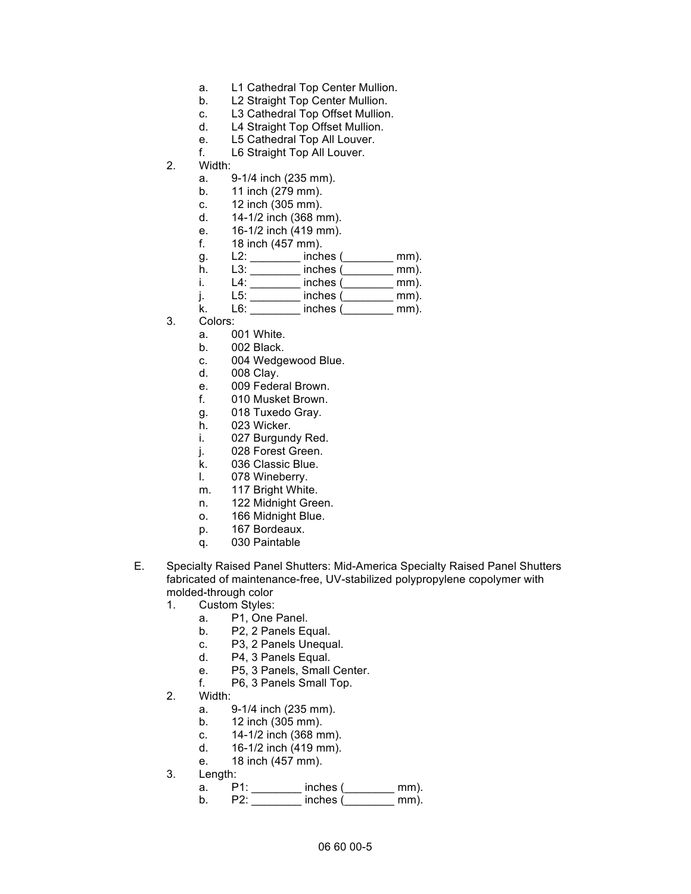a. L1 Cathedral Top Center Mullion.
b. L2 Straight Top Center Mullion.
c. L3 Cathedral Top Offset Mullion.
d. L4 Straight Top Offset Mullion.
e. L5 Cathedral Top All Louver.
f. L6 Straight Top All Louver.

2. Width:
   a. 9-1/4 inch (235 mm).
   b. 11 inch (279 mm).
   c. 12 inch (305 mm).
   d. 14-1/2 inch (368 mm).
   e. 16-1/2 inch (419 mm).
   f. 18 inch (457 mm).
   g. L2: ________ inches (________ mm).
   h. L3: ________ inches (________ mm).
   i. L4: ________ inches (________ mm).
   j. L5: ________ inches (________ mm).
   k. L6: ________ inches (________ mm).
3. Colors:
   a. 001 White.
   b. 002 Black.
   c. 004 Wedgewood Blue.
   d. 008 Clay.
   e. 009 Federal Brown.
   f. 010 Musket Brown.
   g. 018 Tuxedo Gray.
   h. 023 Wicker.
   i. 027 Burgundy Red.
   j. 028 Forest Green.
   k. 036 Classic Blue.
   l. 078 Wineberry.
   m. 117 Bright White.
   n. 122 Midnight Green.
   o. 166 Midnight Blue.
   p. 167 Bordeaux.
   q. 030 Paintable

E. Specialty Raised Panel Shutters: Mid-America Specialty Raised Panel Shutters fabricated of maintenance-free, UV-stabilized polypropylene copolymer with molded-through color
   1. Custom Styles:
      a. P1, One Panel.
      b. P2, 2 Panels Equal.
      c. P3, 2 Panels Unequal.
      d. P4, 3 Panels Equal.
      e. P5, 3 Panels, Small Center.
      f. P6, 3 Panels Small Top.
   2. Width:
      a. 9-1/4 inch (235 mm).
      b. 12 inch (305 mm).
      c. 14-1/2 inch (368 mm).
      d. 16-1/2 inch (419 mm).
      e. 18 inch (457 mm).
   3. Length:
      a. P1: ________ inches (________ mm).
      b. P2: ________ inches (________ mm).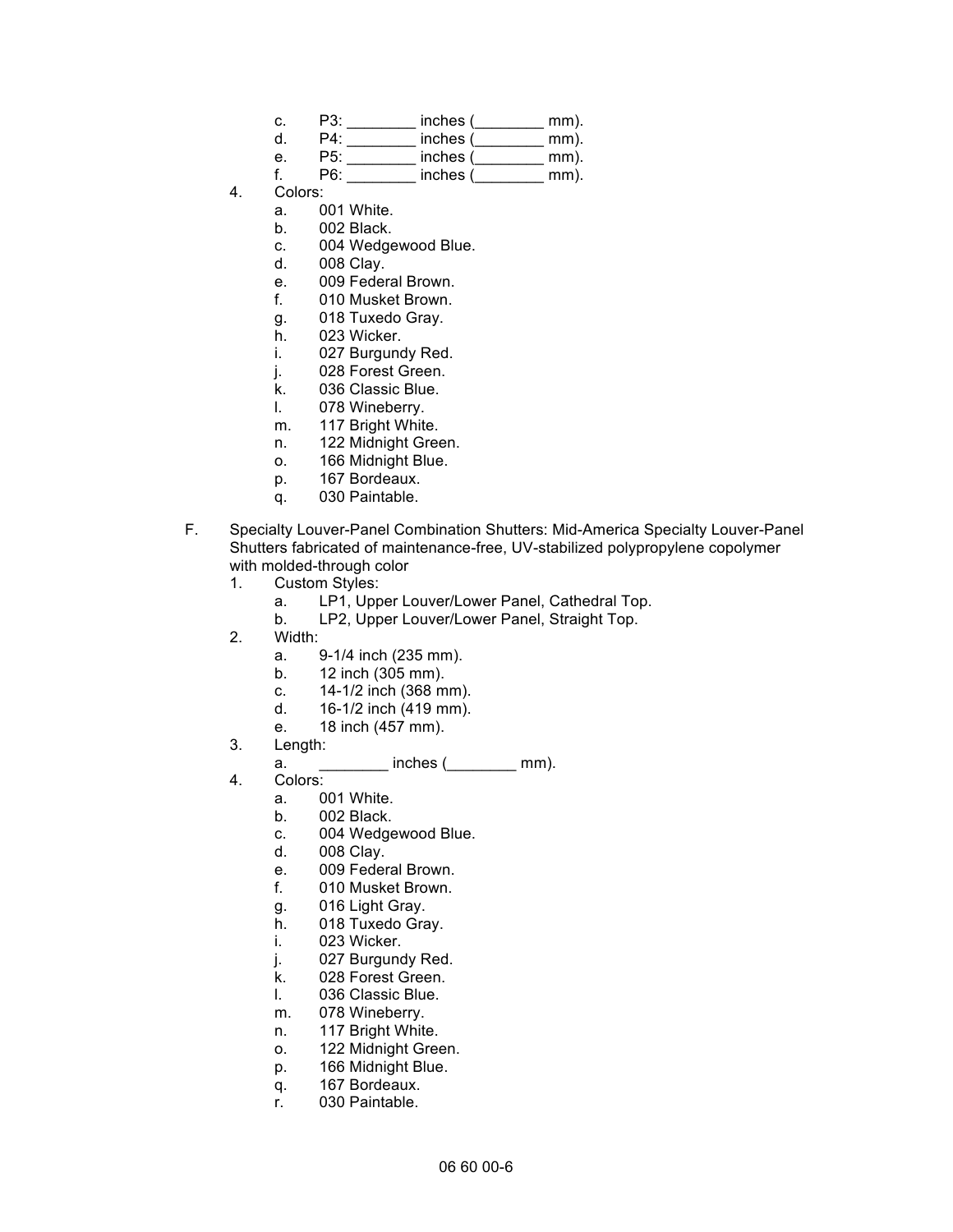c. P3: ________ inches (________ mm).
d. P4: ________ inches (________ mm).
e. P5: ________ inches (________ mm).
f. P6: ________ inches (________ mm).

4. Colors:
   a. 001 White.
   b. 002 Black.
   c. 004 Wedgewood Blue.
   d. 008 Clay.
   e. 009 Federal Brown.
   f. 010 Musket Brown.
   g. 018 Tuxedo Gray.
   h. 023 Wicker.
   i. 027 Burgundy Red.
   j. 028 Forest Green.
   k. 036 Classic Blue.
   l. 078 Wineberry.
   m. 117 Bright White.
   n. 122 Midnight Green.
   o. 166 Midnight Blue.
   p. 167 Bordeaux.
   q. 030 Paintable.

F. Specialty Louver-Panel Combination Shutters: Mid-America Specialty Louver-Panel Shutters fabricated of maintenance-free, UV-stabilized polypropylene copolymer with molded-through color

1. Custom Styles:
   a. LP1, Upper Louver/Lower Panel, Cathedral Top.
   b. LP2, Upper Louver/Lower Panel, Straight Top.
2. Width:
   a. 9-1/4 inch (235 mm).
   b. 12 inch (305 mm).
   c. 14-1/2 inch (368 mm).
   d. 16-1/2 inch (419 mm).
   e. 18 inch (457 mm).
3. Length:
   a. ________ inches (________ mm).
4. Colors:
   a. 001 White.
   b. 002 Black.
   c. 004 Wedgewood Blue.
   d. 008 Clay.
   e. 009 Federal Brown.
   f. 010 Musket Brown.
   g. 016 Light Gray.
   h. 018 Tuxedo Gray.
   i. 023 Wicker.
   j. 027 Burgundy Red.
   k. 028 Forest Green.
   l. 036 Classic Blue.
   m. 078 Wineberry.
   n. 117 Bright White.
   o. 122 Midnight Green.
   p. 166 Midnight Blue.
   q. 167 Bordeaux.
   r. 030 Paintable.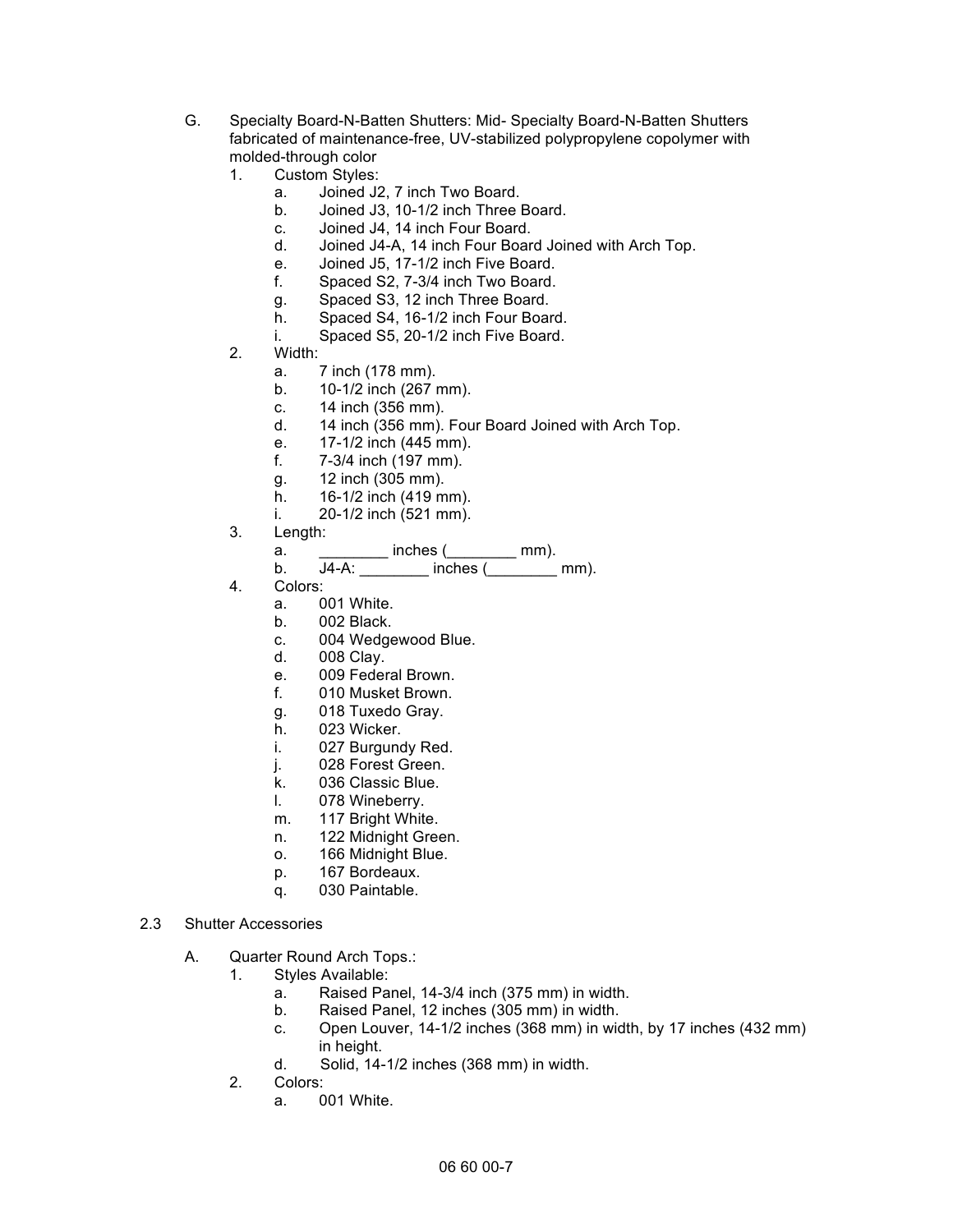G. Specialty Board-N-Batten Shutters: Mid- Specialty Board-N-Batten Shutters fabricated of maintenance-free, UV-stabilized polypropylene copolymer with molded-through color

1. Custom Styles:
   a. Joined J2, 7 inch Two Board.
   b. Joined J3, 10-1/2 inch Three Board.
   c. Joined J4, 14 inch Four Board.
   d. Joined J4-A, 14 inch Four Board Joined with Arch Top.
   e. Joined J5, 17-1/2 inch Five Board.
   f. Spaced S2, 7-3/4 inch Two Board.
   g. Spaced S3, 12 inch Three Board.
   h. Spaced S4, 16-1/2 inch Four Board.
   i. Spaced S5, 20-1/2 inch Five Board.
2. Width:
   a. 7 inch (178 mm).
   b. 10-1/2 inch (267 mm).
   c. 14 inch (356 mm).
   d. 14 inch (356 mm). Four Board Joined with Arch Top.
   e. 17-1/2 inch (445 mm).
   f. 7-3/4 inch (197 mm).
   g. 12 inch (305 mm).
   h. 16-1/2 inch (419 mm).
   i. 20-1/2 inch (521 mm).
3. Length:
   a. ________ inches (________ mm).
   b. J4-A: ________ inches (________ mm).
4. Colors:
   a. 001 White.
   b. 002 Black.
   c. 004 Wedgewood Blue.
   d. 008 Clay.
   e. 009 Federal Brown.
   f. 010 Musket Brown.
   g. 018 Tuxedo Gray.
   h. 023 Wicker.
   i. 027 Burgundy Red.
   j. 028 Forest Green.
   k. 036 Classic Blue.
   l. 078 Wineberry.
   m. 117 Bright White.
   n. 122 Midnight Green.
   o. 166 Midnight Blue.
   p. 167 Bordeaux.
   q. 030 Paintable.

2.3 Shutter Accessories

A. Quarter Round Arch Tops.:

1. Styles Available:
   a. Raised Panel, 14-3/4 inch (375 mm) in width.
   b. Raised Panel, 12 inches (305 mm) in width.
   c. Open Louver, 14-1/2 inches (368 mm) in width, by 17 inches (432 mm) in height.
   d. Solid, 14-1/2 inches (368 mm) in width.
2. Colors:
   a. 001 White.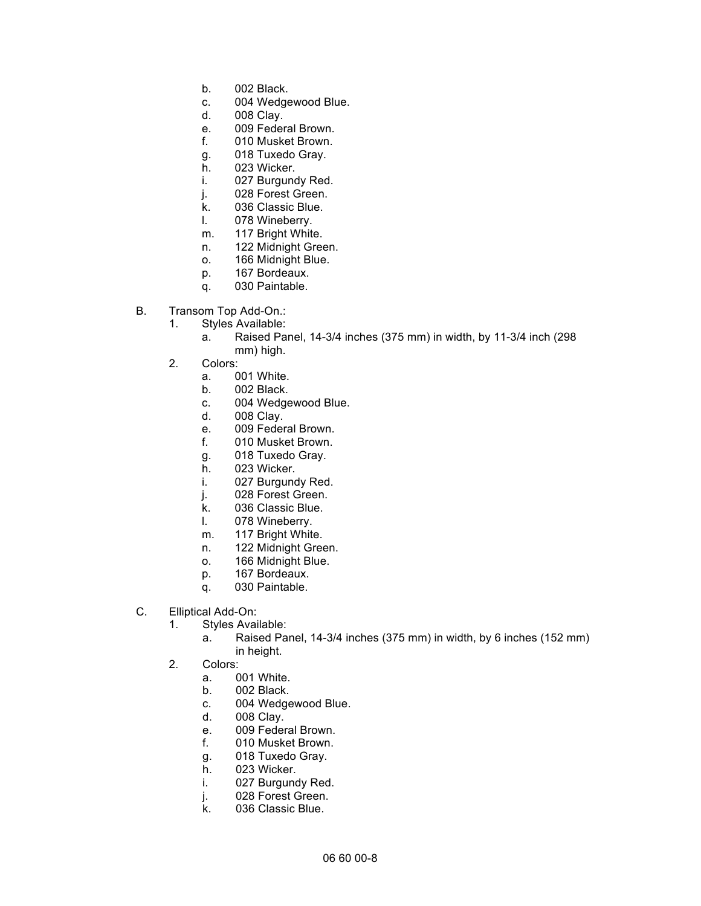b. 002 Black.
c. 004 Wedgewood Blue.
d. 008 Clay.
e. 009 Federal Brown.
f. 010 Musket Brown.
g. 018 Tuxedo Gray.
h. 023 Wicker.
i. 027 Burgundy Red.
j. 028 Forest Green.
k. 036 Classic Blue.
l. 078 Wineberry.
m. 117 Bright White.
n. 122 Midnight Green.
o. 166 Midnight Blue.
p. 167 Bordeaux.
q. 030 Paintable.

B. Transom Top Add-On.:
1. Styles Available:
a. Raised Panel, 14-3/4 inches (375 mm) in width, by 11-3/4 inch (298 mm) high.
2. Colors:
a. 001 White.
b. 002 Black.
c. 004 Wedgewood Blue.
d. 008 Clay.
e. 009 Federal Brown.
f. 010 Musket Brown.
g. 018 Tuxedo Gray.
h. 023 Wicker.
i. 027 Burgundy Red.
j. 028 Forest Green.
k. 036 Classic Blue.
l. 078 Wineberry.
m. 117 Bright White.
n. 122 Midnight Green.
o. 166 Midnight Blue.
p. 167 Bordeaux.
q. 030 Paintable.

C. Elliptical Add-On:
1. Styles Available:
a. Raised Panel, 14-3/4 inches (375 mm) in width, by 6 inches (152 mm) in height.
2. Colors:
a. 001 White.
b. 002 Black.
c. 004 Wedgewood Blue.
d. 008 Clay.
e. 009 Federal Brown.
f. 010 Musket Brown.
g. 018 Tuxedo Gray.
h. 023 Wicker.
i. 027 Burgundy Red.
j. 028 Forest Green.
k. 036 Classic Blue.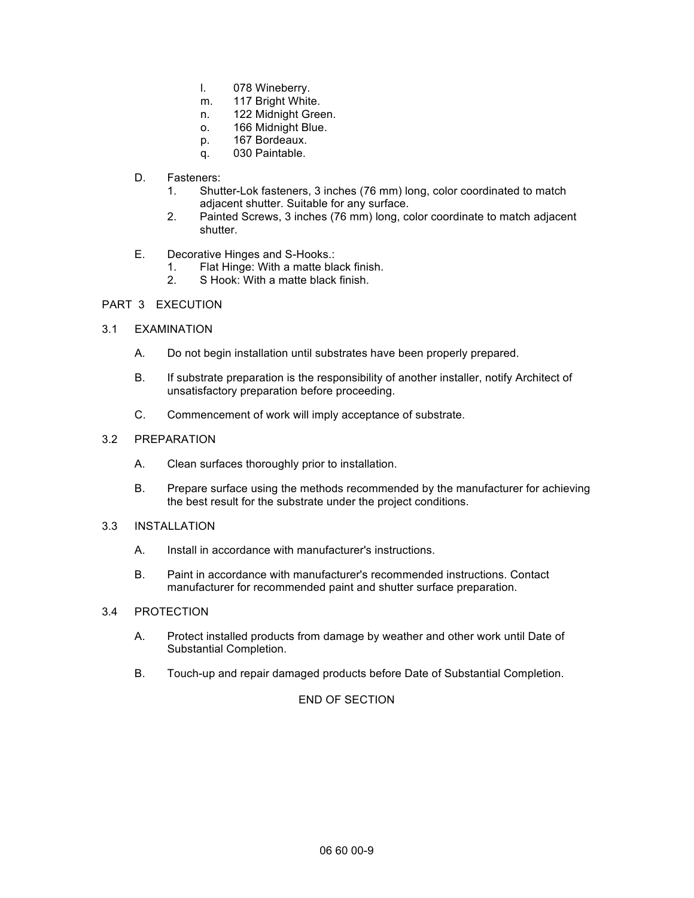l. 078 Wineberry.
m. 117 Bright White.
n. 122 Midnight Green.
o. 166 Midnight Blue.
p. 167 Bordeaux.
q. 030 Paintable.

D. Fasteners:
1. Shutter-Lok fasteners, 3 inches (76 mm) long, color coordinated to match adjacent shutter. Suitable for any surface.
2. Painted Screws, 3 inches (76 mm) long, color coordinate to match adjacent shutter.

E. Decorative Hinges and S-Hooks.:
1. Flat Hinge: With a matte black finish.
2. S Hook: With a matte black finish.

## PART 3 EXECUTION

### 3.1 EXAMINATION

A. Do not begin installation until substrates have been properly prepared.

B. If substrate preparation is the responsibility of another installer, notify Architect of unsatisfactory preparation before proceeding.

C. Commencement of work will imply acceptance of substrate.

### 3.2 PREPARATION

A. Clean surfaces thoroughly prior to installation.

B. Prepare surface using the methods recommended by the manufacturer for achieving the best result for the substrate under the project conditions.

### 3.3 INSTALLATION

A. Install in accordance with manufacturer's instructions.

B. Paint in accordance with manufacturer's recommended instructions. Contact manufacturer for recommended paint and shutter surface preparation.

### 3.4 PROTECTION

A. Protect installed products from damage by weather and other work until Date of Substantial Completion.

B. Touch-up and repair damaged products before Date of Substantial Completion.

END OF SECTION